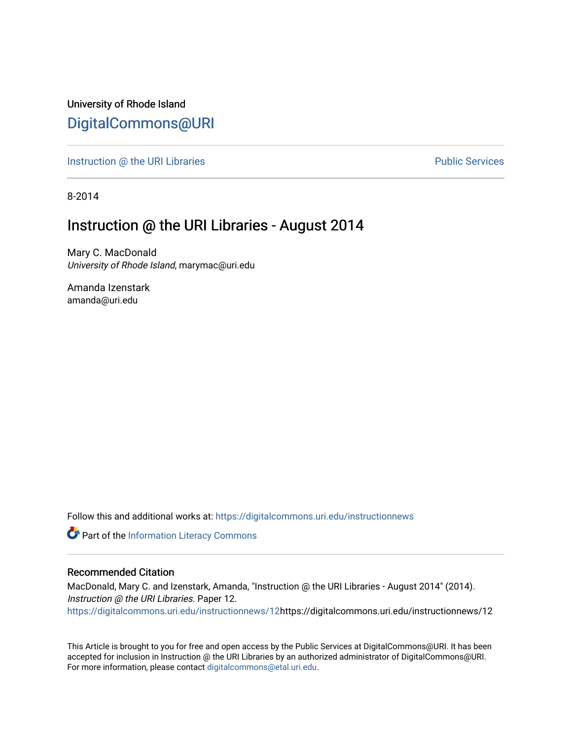University of Rhode Island

# DigitalCommons@URI

Instruction @ the URI Libraries | Public Services

8-2014

# Instruction @ the URI Libraries - August 2014

Mary C. MacDonald
*University of Rhode Island*, marymac@uri.edu

Amanda Izenstark
amanda@uri.edu

Follow this and additional works at: https://digitalcommons.uri.edu/instructionnews

Part of the Information Literacy Commons

## Recommended Citation

MacDonald, Mary C. and Izenstark, Amanda, "Instruction @ the URI Libraries - August 2014" (2014). *Instruction @ the URI Libraries.* Paper 12.
https://digitalcommons.uri.edu/instructionnews/12https://digitalcommons.uri.edu/instructionnews/12

This Article is brought to you for free and open access by the Public Services at DigitalCommons@URI. It has been accepted for inclusion in Instruction @ the URI Libraries by an authorized administrator of DigitalCommons@URI. For more information, please contact digitalcommons@etal.uri.edu.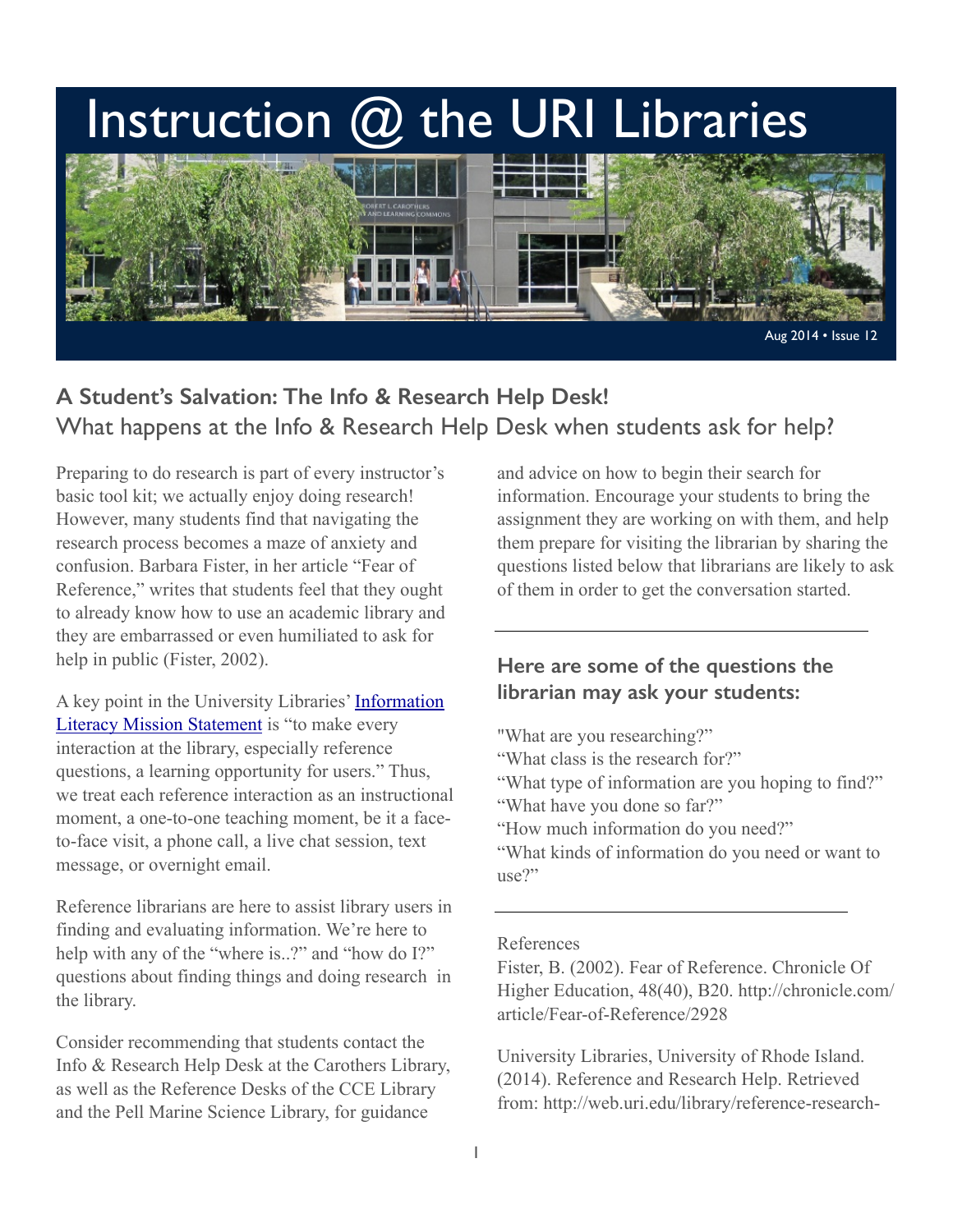# Instruction @ the URI Libraries

Aug 2014 • Issue 12

## A Student's Salvation: The Info & Research Help Desk!

### What happens at the Info & Research Help Desk when students ask for help?

Preparing to do research is part of every instructor's basic tool kit; we actually enjoy doing research! However, many students find that navigating the research process becomes a maze of anxiety and confusion. Barbara Fister, in her article "Fear of Reference," writes that students feel that they ought to already know how to use an academic library and they are embarrassed or even humiliated to ask for help in public (Fister, 2002).

A key point in the University Libraries' [Information Literacy Mission Statement]() is "to make every interaction at the library, especially reference questions, a learning opportunity for users." Thus, we treat each reference interaction as an instructional moment, a one-to-one teaching moment, be it a face-to-face visit, a phone call, a live chat session, text message, or overnight email.

Reference librarians are here to assist library users in finding and evaluating information. We're here to help with any of the "where is..?" and "how do I?" questions about finding things and doing research in the library.

Consider recommending that students contact the Info & Research Help Desk at the Carothers Library, as well as the Reference Desks of the CCE Library and the Pell Marine Science Library, for guidance and advice on how to begin their search for information. Encourage your students to bring the assignment they are working on with them, and help them prepare for visiting the librarian by sharing the questions listed below that librarians are likely to ask of them in order to get the conversation started.

---

### Here are some of the questions the librarian may ask your students:

"What are you researching?"
"What class is the research for?"
"What type of information are you hoping to find?"
"What have you done so far?"
"How much information do you need?"
"What kinds of information do you need or want to use?"

---

References

Fister, B. (2002). Fear of Reference. Chronicle Of Higher Education, 48(40), B20. http://chronicle.com/article/Fear-of-Reference/2928

University Libraries, University of Rhode Island. (2014). Reference and Research Help. Retrieved from: http://web.uri.edu/library/reference-research-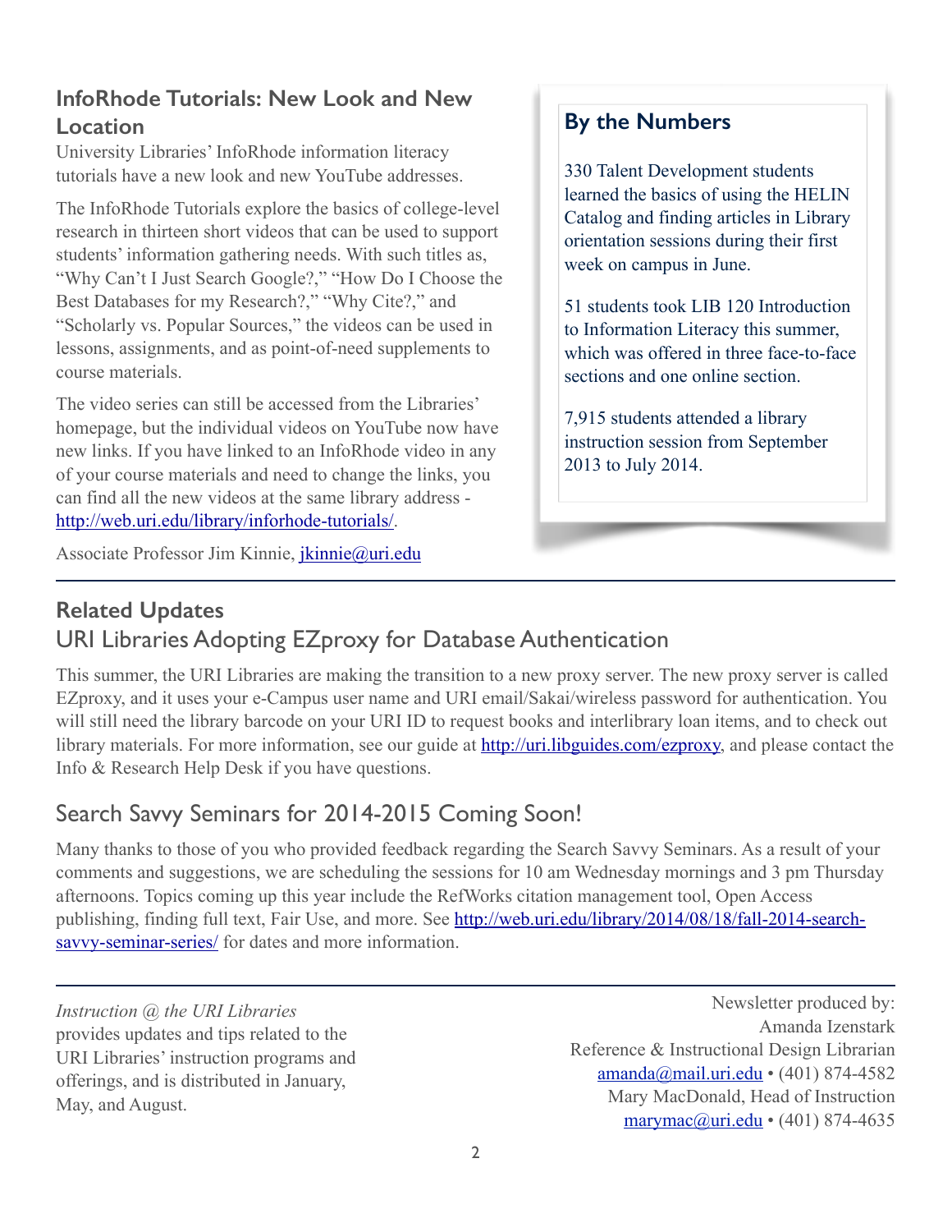## InfoRhode Tutorials: New Look and New Location

University Libraries' InfoRhode information literacy tutorials have a new look and new YouTube addresses.

The InfoRhode Tutorials explore the basics of college-level research in thirteen short videos that can be used to support students' information gathering needs. With such titles as, "Why Can't I Just Search Google?," "How Do I Choose the Best Databases for my Research?," "Why Cite?," and "Scholarly vs. Popular Sources," the videos can be used in lessons, assignments, and as point-of-need supplements to course materials.

The video series can still be accessed from the Libraries' homepage, but the individual videos on YouTube now have new links. If you have linked to an InfoRhode video in any of your course materials and need to change the links, you can find all the new videos at the same library address - http://web.uri.edu/library/inforhode-tutorials/.

Associate Professor Jim Kinnie, jkinnie@uri.edu

## By the Numbers

330 Talent Development students learned the basics of using the HELIN Catalog and finding articles in Library orientation sessions during their first week on campus in June.

51 students took LIB 120 Introduction to Information Literacy this summer, which was offered in three face-to-face sections and one online section.

7,915 students attended a library instruction session from September 2013 to July 2014.

## Related Updates

### URI Libraries Adopting EZproxy for Database Authentication

This summer, the URI Libraries are making the transition to a new proxy server. The new proxy server is called EZproxy, and it uses your e-Campus user name and URI email/Sakai/wireless password for authentication. You will still need the library barcode on your URI ID to request books and interlibrary loan items, and to check out library materials. For more information, see our guide at http://uri.libguides.com/ezproxy, and please contact the Info & Research Help Desk if you have questions.

### Search Savvy Seminars for 2014-2015 Coming Soon!

Many thanks to those of you who provided feedback regarding the Search Savvy Seminars. As a result of your comments and suggestions, we are scheduling the sessions for 10 am Wednesday mornings and 3 pm Thursday afternoons. Topics coming up this year include the RefWorks citation management tool, Open Access publishing, finding full text, Fair Use, and more. See http://web.uri.edu/library/2014/08/18/fall-2014-search-savvy-seminar-series/ for dates and more information.

---

*Instruction @ the URI Libraries* provides updates and tips related to the URI Libraries' instruction programs and offerings, and is distributed in January, May, and August.

Newsletter produced by:
Amanda Izenstark
Reference & Instructional Design Librarian
amanda@mail.uri.edu • (401) 874-4582
Mary MacDonald, Head of Instruction
marymac@uri.edu • (401) 874-4635